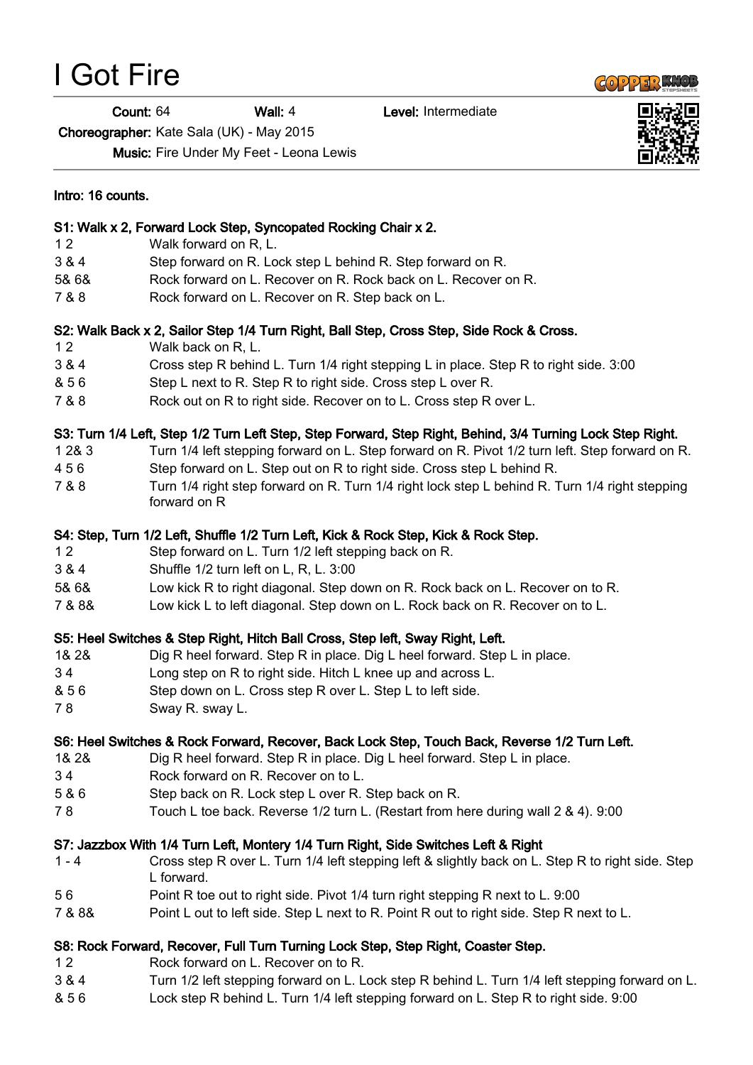# I Got Fire

**Count:** 64 **Wall:** 4 **Level:** Intermediate

**Choreographer:** Kate Sala (UK) - May 2015

**Music:** Fire Under My Feet - Leona Lewis

**Intro: 16 counts.**

**S1: Walk x 2, Forward Lock Step, Syncopated Rocking Chair x 2.**

| | |
|---|---|
| 1 2 | Walk forward on R, L. |
| 3 & 4 | Step forward on R. Lock step L behind R. Step forward on R. |
| 5& 6& | Rock forward on L. Recover on R. Rock back on L. Recover on R. |
| 7 & 8 | Rock forward on L. Recover on R. Step back on L. |

**S2: Walk Back x 2, Sailor Step 1/4 Turn Right, Ball Step, Cross Step, Side Rock & Cross.**

| | |
|---|---|
| 1 2 | Walk back on R, L. |
| 3 & 4 | Cross step R behind L. Turn 1/4 right stepping L in place. Step R to right side. 3:00 |
| & 5 6 | Step L next to R. Step R to right side. Cross step L over R. |
| 7 & 8 | Rock out on R to right side. Recover on to L. Cross step R over L. |

**S3: Turn 1/4 Left, Step 1/2 Turn Left Step, Step Forward, Step Right, Behind, 3/4 Turning Lock Step Right.**

| | |
|---|---|
| 1 2& 3 | Turn 1/4 left stepping forward on L. Step forward on R. Pivot 1/2 turn left. Step forward on R. |
| 4 5 6 | Step forward on L. Step out on R to right side. Cross step L behind R. |
| 7 & 8 | Turn 1/4 right step forward on R. Turn 1/4 right lock step L behind R. Turn 1/4 right stepping forward on R |

**S4: Step, Turn 1/2 Left, Shuffle 1/2 Turn Left, Kick & Rock Step, Kick & Rock Step.**

| | |
|---|---|
| 1 2 | Step forward on L. Turn 1/2 left stepping back on R. |
| 3 & 4 | Shuffle 1/2 turn left on L, R, L. 3:00 |
| 5& 6& | Low kick R to right diagonal. Step down on R. Rock back on L. Recover on to R. |
| 7 & 8& | Low kick L to left diagonal. Step down on L. Rock back on R. Recover on to L. |

**S5: Heel Switches & Step Right, Hitch Ball Cross, Step left, Sway Right, Left.**

| | |
|---|---|
| 1& 2& | Dig R heel forward. Step R in place. Dig L heel forward. Step L in place. |
| 3 4 | Long step on R to right side. Hitch L knee up and across L. |
| & 5 6 | Step down on L. Cross step R over L. Step L to left side. |
| 7 8 | Sway R. sway L. |

**S6: Heel Switches & Rock Forward, Recover, Back Lock Step, Touch Back, Reverse 1/2 Turn Left.**

| | |
|---|---|
| 1& 2& | Dig R heel forward. Step R in place. Dig L heel forward. Step L in place. |
| 3 4 | Rock forward on R. Recover on to L. |
| 5 & 6 | Step back on R. Lock step L over R. Step back on R. |
| 7 8 | Touch L toe back. Reverse 1/2 turn L. (Restart from here during wall 2 & 4). 9:00 |

**S7: Jazzbox With 1/4 Turn Left, Montery 1/4 Turn Right, Side Switches Left & Right**

| | |
|---|---|
| 1 - 4 | Cross step R over L. Turn 1/4 left stepping left & slightly back on L. Step R to right side. Step L forward. |
| 5 6 | Point R toe out to right side. Pivot 1/4 turn right stepping R next to L. 9:00 |
| 7 & 8& | Point L out to left side. Step L next to R. Point R out to right side. Step R next to L. |

**S8: Rock Forward, Recover, Full Turn Turning Lock Step, Step Right, Coaster Step.**

| | |
|---|---|
| 1 2 | Rock forward on L. Recover on to R. |
| 3 & 4 | Turn 1/2 left stepping forward on L. Lock step R behind L. Turn 1/4 left stepping forward on L. |
| & 5 6 | Lock step R behind L. Turn 1/4 left stepping forward on L. Step R to right side. 9:00 |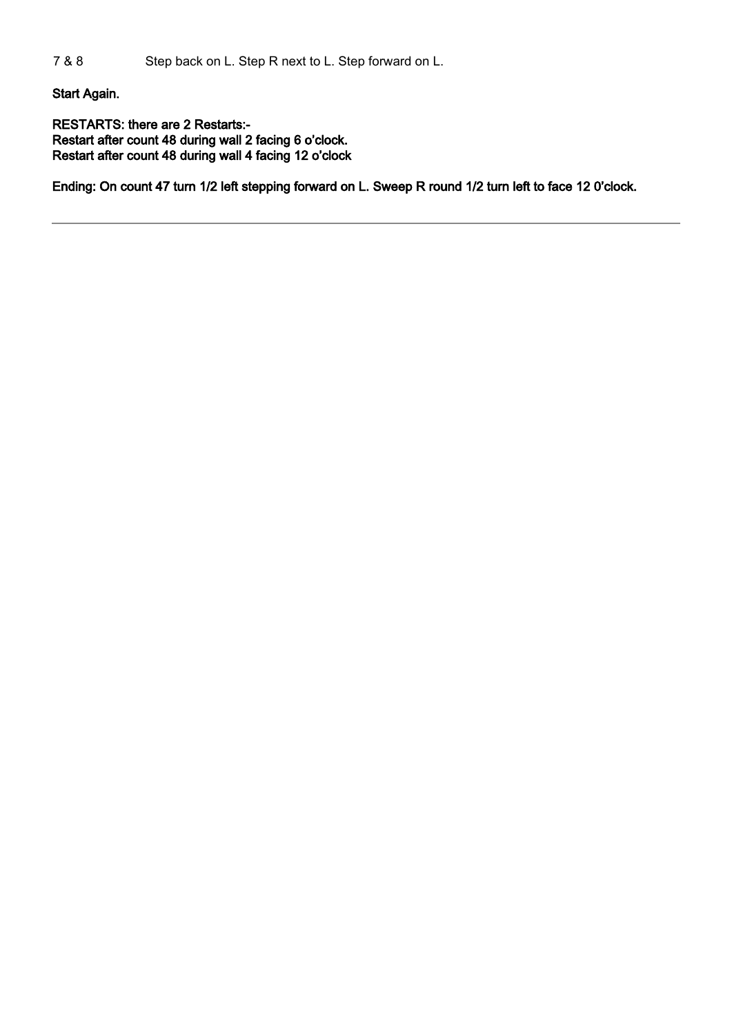7 & 8 Step back on L. Step R next to L. Step forward on L.

**Start Again.**

**RESTARTS: there are 2 Restarts:-**
**Restart after count 48 during wall 2 facing 6 o'clock.**
**Restart after count 48 during wall 4 facing 12 o'clock**

**Ending: On count 47 turn 1/2 left stepping forward on L. Sweep R round 1/2 turn left to face 12 0'clock.**

---